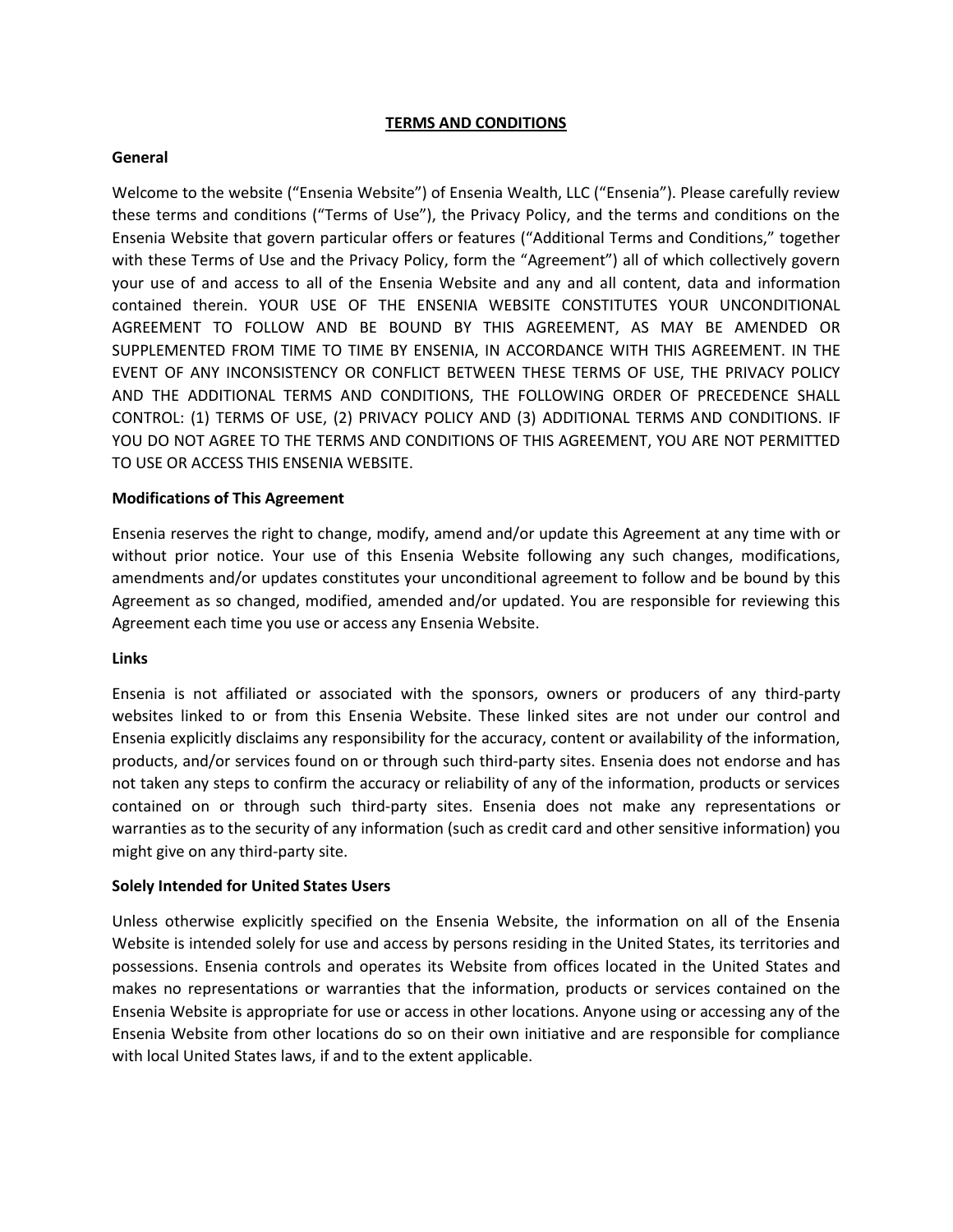# TERMS AND CONDITIONS

## General

Welcome to the website ("Ensenia Website") of Ensenia Wealth, LLC ("Ensenia"). Please carefully review these terms and conditions ("Terms of Use"), the Privacy Policy, and the terms and conditions on the Ensenia Website that govern particular offers or features ("Additional Terms and Conditions," together with these Terms of Use and the Privacy Policy, form the "Agreement") all of which collectively govern your use of and access to all of the Ensenia Website and any and all content, data and information contained therein. YOUR USE OF THE ENSENIA WEBSITE CONSTITUTES YOUR UNCONDITIONAL AGREEMENT TO FOLLOW AND BE BOUND BY THIS AGREEMENT, AS MAY BE AMENDED OR SUPPLEMENTED FROM TIME TO TIME BY ENSENIA, IN ACCORDANCE WITH THIS AGREEMENT. IN THE EVENT OF ANY INCONSISTENCY OR CONFLICT BETWEEN THESE TERMS OF USE, THE PRIVACY POLICY AND THE ADDITIONAL TERMS AND CONDITIONS, THE FOLLOWING ORDER OF PRECEDENCE SHALL CONTROL: (1) TERMS OF USE, (2) PRIVACY POLICY AND (3) ADDITIONAL TERMS AND CONDITIONS. IF YOU DO NOT AGREE TO THE TERMS AND CONDITIONS OF THIS AGREEMENT, YOU ARE NOT PERMITTED TO USE OR ACCESS THIS ENSENIA WEBSITE.

## Modifications of This Agreement

Ensenia reserves the right to change, modify, amend and/or update this Agreement at any time with or without prior notice. Your use of this Ensenia Website following any such changes, modifications, amendments and/or updates constitutes your unconditional agreement to follow and be bound by this Agreement as so changed, modified, amended and/or updated. You are responsible for reviewing this Agreement each time you use or access any Ensenia Website.

## Links

Ensenia is not affiliated or associated with the sponsors, owners or producers of any third-party websites linked to or from this Ensenia Website. These linked sites are not under our control and Ensenia explicitly disclaims any responsibility for the accuracy, content or availability of the information, products, and/or services found on or through such third-party sites. Ensenia does not endorse and has not taken any steps to confirm the accuracy or reliability of any of the information, products or services contained on or through such third-party sites. Ensenia does not make any representations or warranties as to the security of any information (such as credit card and other sensitive information) you might give on any third-party site.

## Solely Intended for United States Users

Unless otherwise explicitly specified on the Ensenia Website, the information on all of the Ensenia Website is intended solely for use and access by persons residing in the United States, its territories and possessions. Ensenia controls and operates its Website from offices located in the United States and makes no representations or warranties that the information, products or services contained on the Ensenia Website is appropriate for use or access in other locations. Anyone using or accessing any of the Ensenia Website from other locations do so on their own initiative and are responsible for compliance with local United States laws, if and to the extent applicable.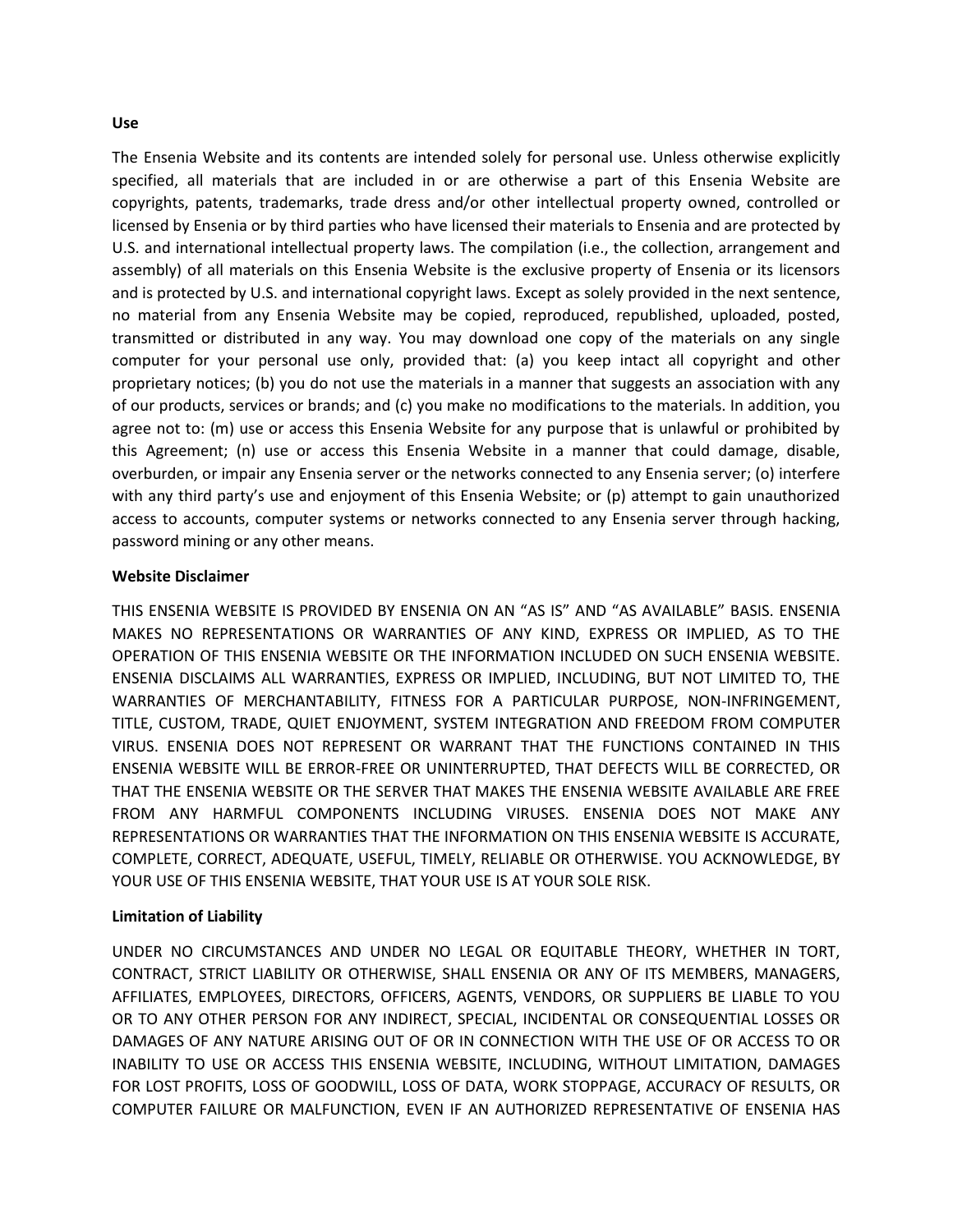**Use**

The Ensenia Website and its contents are intended solely for personal use. Unless otherwise explicitly specified, all materials that are included in or are otherwise a part of this Ensenia Website are copyrights, patents, trademarks, trade dress and/or other intellectual property owned, controlled or licensed by Ensenia or by third parties who have licensed their materials to Ensenia and are protected by U.S. and international intellectual property laws. The compilation (i.e., the collection, arrangement and assembly) of all materials on this Ensenia Website is the exclusive property of Ensenia or its licensors and is protected by U.S. and international copyright laws. Except as solely provided in the next sentence, no material from any Ensenia Website may be copied, reproduced, republished, uploaded, posted, transmitted or distributed in any way. You may download one copy of the materials on any single computer for your personal use only, provided that: (a) you keep intact all copyright and other proprietary notices; (b) you do not use the materials in a manner that suggests an association with any of our products, services or brands; and (c) you make no modifications to the materials. In addition, you agree not to: (m) use or access this Ensenia Website for any purpose that is unlawful or prohibited by this Agreement; (n) use or access this Ensenia Website in a manner that could damage, disable, overburden, or impair any Ensenia server or the networks connected to any Ensenia server; (o) interfere with any third party's use and enjoyment of this Ensenia Website; or (p) attempt to gain unauthorized access to accounts, computer systems or networks connected to any Ensenia server through hacking, password mining or any other means.

**Website Disclaimer**

THIS ENSENIA WEBSITE IS PROVIDED BY ENSENIA ON AN "AS IS" AND "AS AVAILABLE" BASIS. ENSENIA MAKES NO REPRESENTATIONS OR WARRANTIES OF ANY KIND, EXPRESS OR IMPLIED, AS TO THE OPERATION OF THIS ENSENIA WEBSITE OR THE INFORMATION INCLUDED ON SUCH ENSENIA WEBSITE. ENSENIA DISCLAIMS ALL WARRANTIES, EXPRESS OR IMPLIED, INCLUDING, BUT NOT LIMITED TO, THE WARRANTIES OF MERCHANTABILITY, FITNESS FOR A PARTICULAR PURPOSE, NON-INFRINGEMENT, TITLE, CUSTOM, TRADE, QUIET ENJOYMENT, SYSTEM INTEGRATION AND FREEDOM FROM COMPUTER VIRUS. ENSENIA DOES NOT REPRESENT OR WARRANT THAT THE FUNCTIONS CONTAINED IN THIS ENSENIA WEBSITE WILL BE ERROR-FREE OR UNINTERRUPTED, THAT DEFECTS WILL BE CORRECTED, OR THAT THE ENSENIA WEBSITE OR THE SERVER THAT MAKES THE ENSENIA WEBSITE AVAILABLE ARE FREE FROM ANY HARMFUL COMPONENTS INCLUDING VIRUSES. ENSENIA DOES NOT MAKE ANY REPRESENTATIONS OR WARRANTIES THAT THE INFORMATION ON THIS ENSENIA WEBSITE IS ACCURATE, COMPLETE, CORRECT, ADEQUATE, USEFUL, TIMELY, RELIABLE OR OTHERWISE. YOU ACKNOWLEDGE, BY YOUR USE OF THIS ENSENIA WEBSITE, THAT YOUR USE IS AT YOUR SOLE RISK.

**Limitation of Liability**

UNDER NO CIRCUMSTANCES AND UNDER NO LEGAL OR EQUITABLE THEORY, WHETHER IN TORT, CONTRACT, STRICT LIABILITY OR OTHERWISE, SHALL ENSENIA OR ANY OF ITS MEMBERS, MANAGERS, AFFILIATES, EMPLOYEES, DIRECTORS, OFFICERS, AGENTS, VENDORS, OR SUPPLIERS BE LIABLE TO YOU OR TO ANY OTHER PERSON FOR ANY INDIRECT, SPECIAL, INCIDENTAL OR CONSEQUENTIAL LOSSES OR DAMAGES OF ANY NATURE ARISING OUT OF OR IN CONNECTION WITH THE USE OF OR ACCESS TO OR INABILITY TO USE OR ACCESS THIS ENSENIA WEBSITE, INCLUDING, WITHOUT LIMITATION, DAMAGES FOR LOST PROFITS, LOSS OF GOODWILL, LOSS OF DATA, WORK STOPPAGE, ACCURACY OF RESULTS, OR COMPUTER FAILURE OR MALFUNCTION, EVEN IF AN AUTHORIZED REPRESENTATIVE OF ENSENIA HAS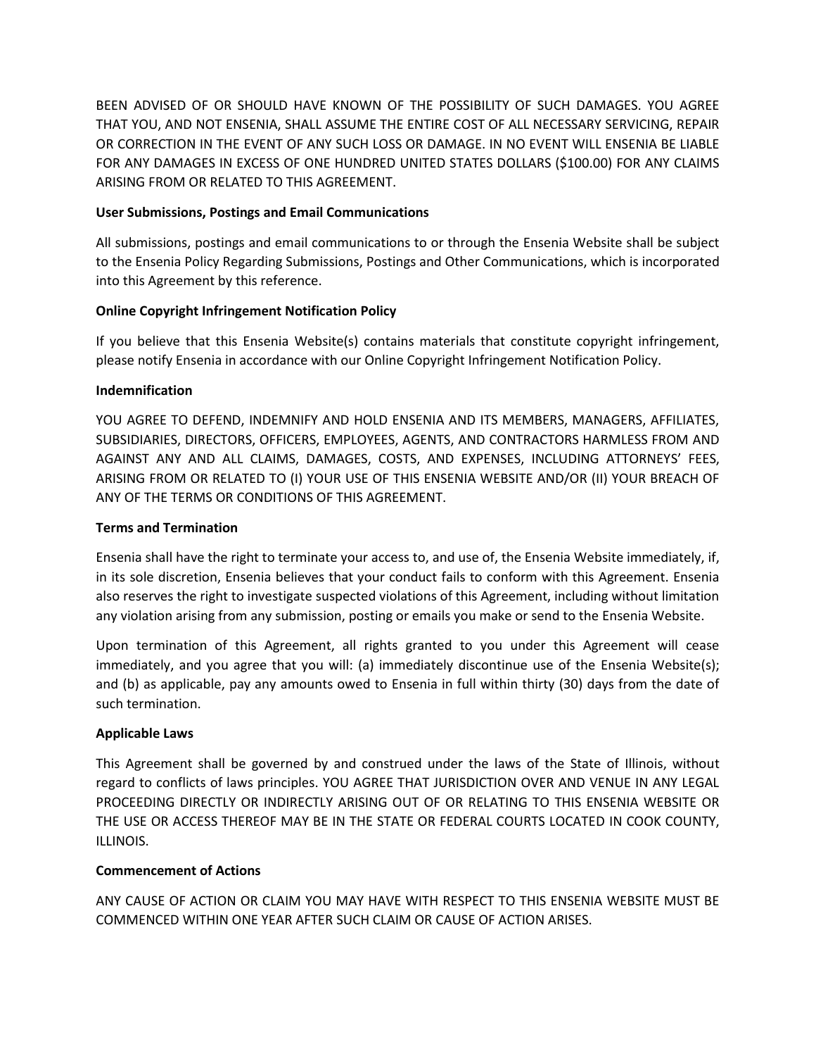BEEN ADVISED OF OR SHOULD HAVE KNOWN OF THE POSSIBILITY OF SUCH DAMAGES. YOU AGREE THAT YOU, AND NOT ENSENIA, SHALL ASSUME THE ENTIRE COST OF ALL NECESSARY SERVICING, REPAIR OR CORRECTION IN THE EVENT OF ANY SUCH LOSS OR DAMAGE. IN NO EVENT WILL ENSENIA BE LIABLE FOR ANY DAMAGES IN EXCESS OF ONE HUNDRED UNITED STATES DOLLARS ($100.00) FOR ANY CLAIMS ARISING FROM OR RELATED TO THIS AGREEMENT.

**User Submissions, Postings and Email Communications**

All submissions, postings and email communications to or through the Ensenia Website shall be subject to the Ensenia Policy Regarding Submissions, Postings and Other Communications, which is incorporated into this Agreement by this reference.

**Online Copyright Infringement Notification Policy**

If you believe that this Ensenia Website(s) contains materials that constitute copyright infringement, please notify Ensenia in accordance with our Online Copyright Infringement Notification Policy.

**Indemnification**

YOU AGREE TO DEFEND, INDEMNIFY AND HOLD ENSENIA AND ITS MEMBERS, MANAGERS, AFFILIATES, SUBSIDIARIES, DIRECTORS, OFFICERS, EMPLOYEES, AGENTS, AND CONTRACTORS HARMLESS FROM AND AGAINST ANY AND ALL CLAIMS, DAMAGES, COSTS, AND EXPENSES, INCLUDING ATTORNEYS' FEES, ARISING FROM OR RELATED TO (I) YOUR USE OF THIS ENSENIA WEBSITE AND/OR (II) YOUR BREACH OF ANY OF THE TERMS OR CONDITIONS OF THIS AGREEMENT.

**Terms and Termination**

Ensenia shall have the right to terminate your access to, and use of, the Ensenia Website immediately, if, in its sole discretion, Ensenia believes that your conduct fails to conform with this Agreement. Ensenia also reserves the right to investigate suspected violations of this Agreement, including without limitation any violation arising from any submission, posting or emails you make or send to the Ensenia Website.

Upon termination of this Agreement, all rights granted to you under this Agreement will cease immediately, and you agree that you will: (a) immediately discontinue use of the Ensenia Website(s); and (b) as applicable, pay any amounts owed to Ensenia in full within thirty (30) days from the date of such termination.

**Applicable Laws**

This Agreement shall be governed by and construed under the laws of the State of Illinois, without regard to conflicts of laws principles. YOU AGREE THAT JURISDICTION OVER AND VENUE IN ANY LEGAL PROCEEDING DIRECTLY OR INDIRECTLY ARISING OUT OF OR RELATING TO THIS ENSENIA WEBSITE OR THE USE OR ACCESS THEREOF MAY BE IN THE STATE OR FEDERAL COURTS LOCATED IN COOK COUNTY, ILLINOIS.

**Commencement of Actions**

ANY CAUSE OF ACTION OR CLAIM YOU MAY HAVE WITH RESPECT TO THIS ENSENIA WEBSITE MUST BE COMMENCED WITHIN ONE YEAR AFTER SUCH CLAIM OR CAUSE OF ACTION ARISES.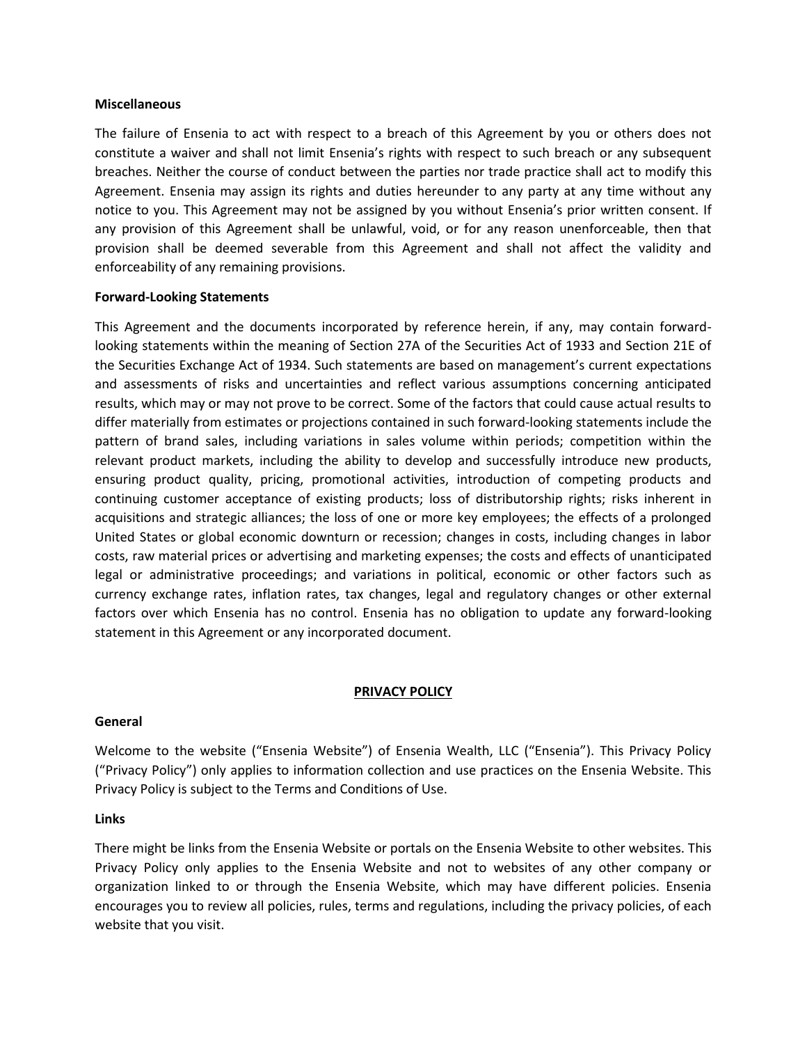**Miscellaneous**

The failure of Ensenia to act with respect to a breach of this Agreement by you or others does not constitute a waiver and shall not limit Ensenia's rights with respect to such breach or any subsequent breaches. Neither the course of conduct between the parties nor trade practice shall act to modify this Agreement. Ensenia may assign its rights and duties hereunder to any party at any time without any notice to you. This Agreement may not be assigned by you without Ensenia's prior written consent. If any provision of this Agreement shall be unlawful, void, or for any reason unenforceable, then that provision shall be deemed severable from this Agreement and shall not affect the validity and enforceability of any remaining provisions.

**Forward-Looking Statements**

This Agreement and the documents incorporated by reference herein, if any, may contain forward-looking statements within the meaning of Section 27A of the Securities Act of 1933 and Section 21E of the Securities Exchange Act of 1934. Such statements are based on management's current expectations and assessments of risks and uncertainties and reflect various assumptions concerning anticipated results, which may or may not prove to be correct. Some of the factors that could cause actual results to differ materially from estimates or projections contained in such forward-looking statements include the pattern of brand sales, including variations in sales volume within periods; competition within the relevant product markets, including the ability to develop and successfully introduce new products, ensuring product quality, pricing, promotional activities, introduction of competing products and continuing customer acceptance of existing products; loss of distributorship rights; risks inherent in acquisitions and strategic alliances; the loss of one or more key employees; the effects of a prolonged United States or global economic downturn or recession; changes in costs, including changes in labor costs, raw material prices or advertising and marketing expenses; the costs and effects of unanticipated legal or administrative proceedings; and variations in political, economic or other factors such as currency exchange rates, inflation rates, tax changes, legal and regulatory changes or other external factors over which Ensenia has no control. Ensenia has no obligation to update any forward-looking statement in this Agreement or any incorporated document.

## PRIVACY POLICY

**General**

Welcome to the website ("Ensenia Website") of Ensenia Wealth, LLC ("Ensenia"). This Privacy Policy ("Privacy Policy") only applies to information collection and use practices on the Ensenia Website. This Privacy Policy is subject to the Terms and Conditions of Use.

**Links**

There might be links from the Ensenia Website or portals on the Ensenia Website to other websites. This Privacy Policy only applies to the Ensenia Website and not to websites of any other company or organization linked to or through the Ensenia Website, which may have different policies. Ensenia encourages you to review all policies, rules, terms and regulations, including the privacy policies, of each website that you visit.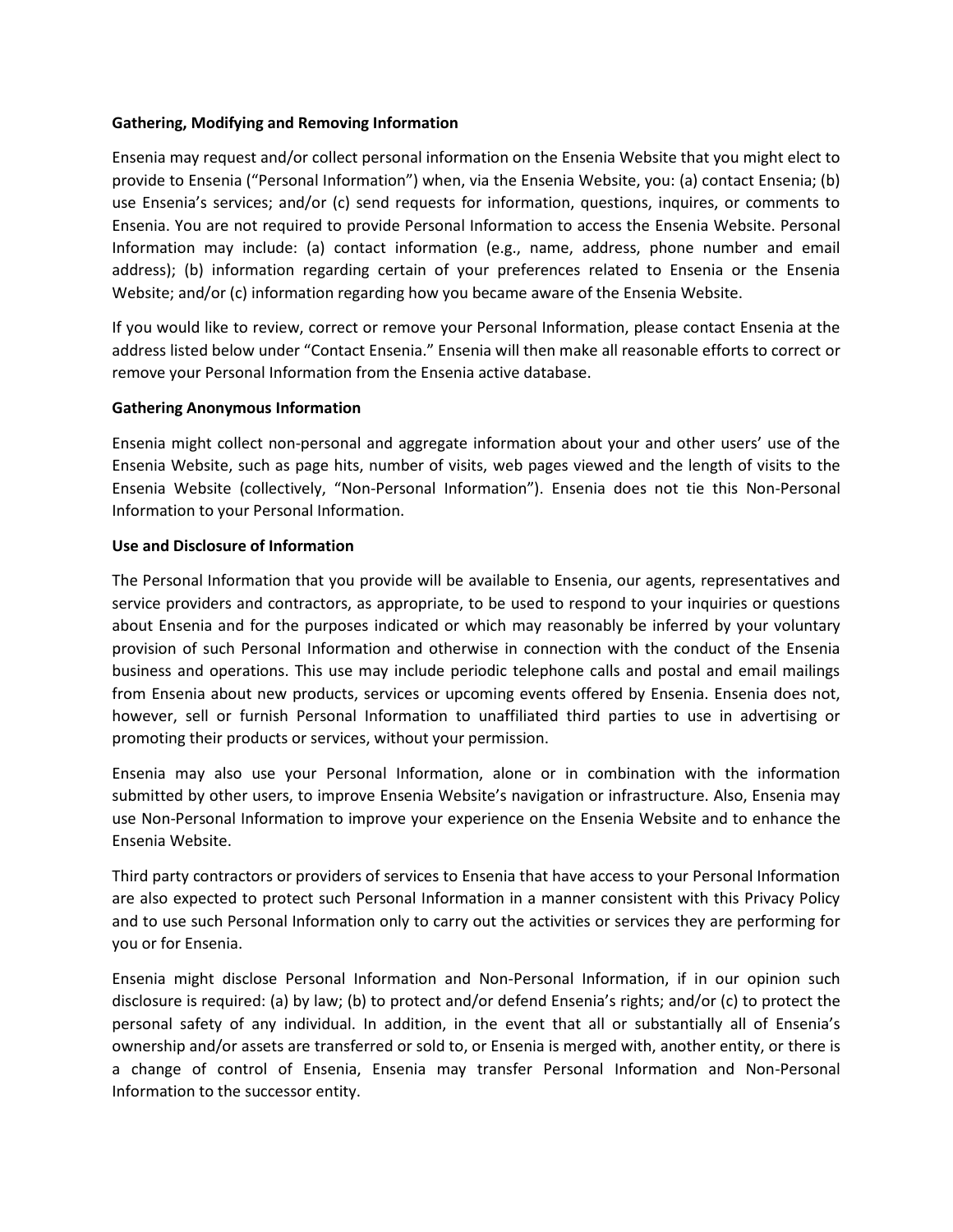**Gathering, Modifying and Removing Information**

Ensenia may request and/or collect personal information on the Ensenia Website that you might elect to provide to Ensenia ("Personal Information") when, via the Ensenia Website, you: (a) contact Ensenia; (b) use Ensenia's services; and/or (c) send requests for information, questions, inquires, or comments to Ensenia. You are not required to provide Personal Information to access the Ensenia Website. Personal Information may include: (a) contact information (e.g., name, address, phone number and email address); (b) information regarding certain of your preferences related to Ensenia or the Ensenia Website; and/or (c) information regarding how you became aware of the Ensenia Website.

If you would like to review, correct or remove your Personal Information, please contact Ensenia at the address listed below under "Contact Ensenia." Ensenia will then make all reasonable efforts to correct or remove your Personal Information from the Ensenia active database.

**Gathering Anonymous Information**

Ensenia might collect non-personal and aggregate information about your and other users' use of the Ensenia Website, such as page hits, number of visits, web pages viewed and the length of visits to the Ensenia Website (collectively, "Non-Personal Information"). Ensenia does not tie this Non-Personal Information to your Personal Information.

**Use and Disclosure of Information**

The Personal Information that you provide will be available to Ensenia, our agents, representatives and service providers and contractors, as appropriate, to be used to respond to your inquiries or questions about Ensenia and for the purposes indicated or which may reasonably be inferred by your voluntary provision of such Personal Information and otherwise in connection with the conduct of the Ensenia business and operations. This use may include periodic telephone calls and postal and email mailings from Ensenia about new products, services or upcoming events offered by Ensenia. Ensenia does not, however, sell or furnish Personal Information to unaffiliated third parties to use in advertising or promoting their products or services, without your permission.

Ensenia may also use your Personal Information, alone or in combination with the information submitted by other users, to improve Ensenia Website's navigation or infrastructure. Also, Ensenia may use Non-Personal Information to improve your experience on the Ensenia Website and to enhance the Ensenia Website.

Third party contractors or providers of services to Ensenia that have access to your Personal Information are also expected to protect such Personal Information in a manner consistent with this Privacy Policy and to use such Personal Information only to carry out the activities or services they are performing for you or for Ensenia.

Ensenia might disclose Personal Information and Non-Personal Information, if in our opinion such disclosure is required: (a) by law; (b) to protect and/or defend Ensenia's rights; and/or (c) to protect the personal safety of any individual. In addition, in the event that all or substantially all of Ensenia's ownership and/or assets are transferred or sold to, or Ensenia is merged with, another entity, or there is a change of control of Ensenia, Ensenia may transfer Personal Information and Non-Personal Information to the successor entity.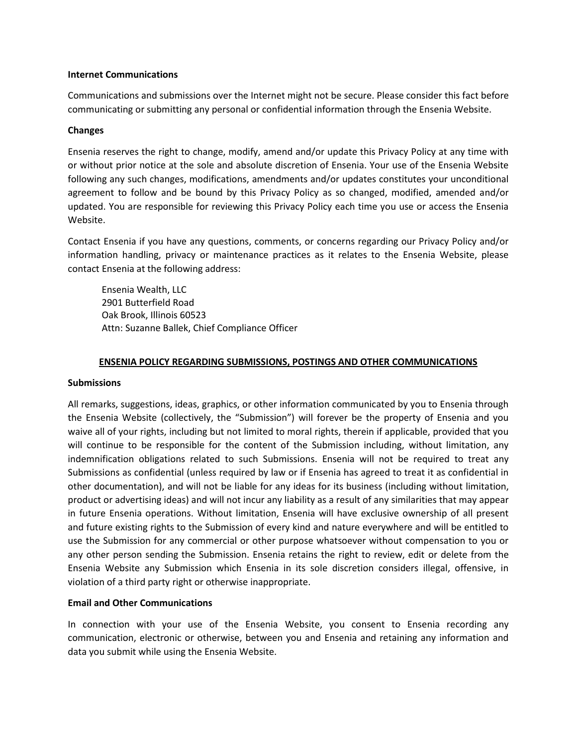**Internet Communications**

Communications and submissions over the Internet might not be secure. Please consider this fact before communicating or submitting any personal or confidential information through the Ensenia Website.

**Changes**

Ensenia reserves the right to change, modify, amend and/or update this Privacy Policy at any time with or without prior notice at the sole and absolute discretion of Ensenia. Your use of the Ensenia Website following any such changes, modifications, amendments and/or updates constitutes your unconditional agreement to follow and be bound by this Privacy Policy as so changed, modified, amended and/or updated. You are responsible for reviewing this Privacy Policy each time you use or access the Ensenia Website.

Contact Ensenia if you have any questions, comments, or concerns regarding our Privacy Policy and/or information handling, privacy or maintenance practices as it relates to the Ensenia Website, please contact Ensenia at the following address:

Ensenia Wealth, LLC
2901 Butterfield Road
Oak Brook, Illinois 60523
Attn: Suzanne Ballek, Chief Compliance Officer

## ENSENIA POLICY REGARDING SUBMISSIONS, POSTINGS AND OTHER COMMUNICATIONS

**Submissions**

All remarks, suggestions, ideas, graphics, or other information communicated by you to Ensenia through the Ensenia Website (collectively, the "Submission") will forever be the property of Ensenia and you waive all of your rights, including but not limited to moral rights, therein if applicable, provided that you will continue to be responsible for the content of the Submission including, without limitation, any indemnification obligations related to such Submissions. Ensenia will not be required to treat any Submissions as confidential (unless required by law or if Ensenia has agreed to treat it as confidential in other documentation), and will not be liable for any ideas for its business (including without limitation, product or advertising ideas) and will not incur any liability as a result of any similarities that may appear in future Ensenia operations. Without limitation, Ensenia will have exclusive ownership of all present and future existing rights to the Submission of every kind and nature everywhere and will be entitled to use the Submission for any commercial or other purpose whatsoever without compensation to you or any other person sending the Submission. Ensenia retains the right to review, edit or delete from the Ensenia Website any Submission which Ensenia in its sole discretion considers illegal, offensive, in violation of a third party right or otherwise inappropriate.

**Email and Other Communications**

In connection with your use of the Ensenia Website, you consent to Ensenia recording any communication, electronic or otherwise, between you and Ensenia and retaining any information and data you submit while using the Ensenia Website.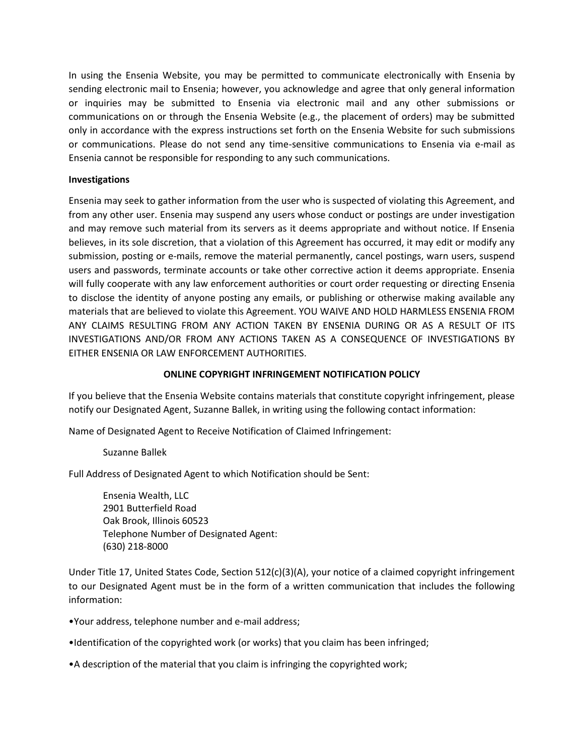In using the Ensenia Website, you may be permitted to communicate electronically with Ensenia by sending electronic mail to Ensenia; however, you acknowledge and agree that only general information or inquiries may be submitted to Ensenia via electronic mail and any other submissions or communications on or through the Ensenia Website (e.g., the placement of orders) may be submitted only in accordance with the express instructions set forth on the Ensenia Website for such submissions or communications. Please do not send any time-sensitive communications to Ensenia via e-mail as Ensenia cannot be responsible for responding to any such communications.

**Investigations**

Ensenia may seek to gather information from the user who is suspected of violating this Agreement, and from any other user. Ensenia may suspend any users whose conduct or postings are under investigation and may remove such material from its servers as it deems appropriate and without notice. If Ensenia believes, in its sole discretion, that a violation of this Agreement has occurred, it may edit or modify any submission, posting or e-mails, remove the material permanently, cancel postings, warn users, suspend users and passwords, terminate accounts or take other corrective action it deems appropriate. Ensenia will fully cooperate with any law enforcement authorities or court order requesting or directing Ensenia to disclose the identity of anyone posting any emails, or publishing or otherwise making available any materials that are believed to violate this Agreement. YOU WAIVE AND HOLD HARMLESS ENSENIA FROM ANY CLAIMS RESULTING FROM ANY ACTION TAKEN BY ENSENIA DURING OR AS A RESULT OF ITS INVESTIGATIONS AND/OR FROM ANY ACTIONS TAKEN AS A CONSEQUENCE OF INVESTIGATIONS BY EITHER ENSENIA OR LAW ENFORCEMENT AUTHORITIES.

## ONLINE COPYRIGHT INFRINGEMENT NOTIFICATION POLICY

If you believe that the Ensenia Website contains materials that constitute copyright infringement, please notify our Designated Agent, Suzanne Ballek, in writing using the following contact information:

Name of Designated Agent to Receive Notification of Claimed Infringement:

Suzanne Ballek

Full Address of Designated Agent to which Notification should be Sent:

Ensenia Wealth, LLC
2901 Butterfield Road
Oak Brook, Illinois 60523
Telephone Number of Designated Agent:
(630) 218-8000

Under Title 17, United States Code, Section 512(c)(3)(A), your notice of a claimed copyright infringement to our Designated Agent must be in the form of a written communication that includes the following information:

- Your address, telephone number and e-mail address;
- Identification of the copyrighted work (or works) that you claim has been infringed;
- A description of the material that you claim is infringing the copyrighted work;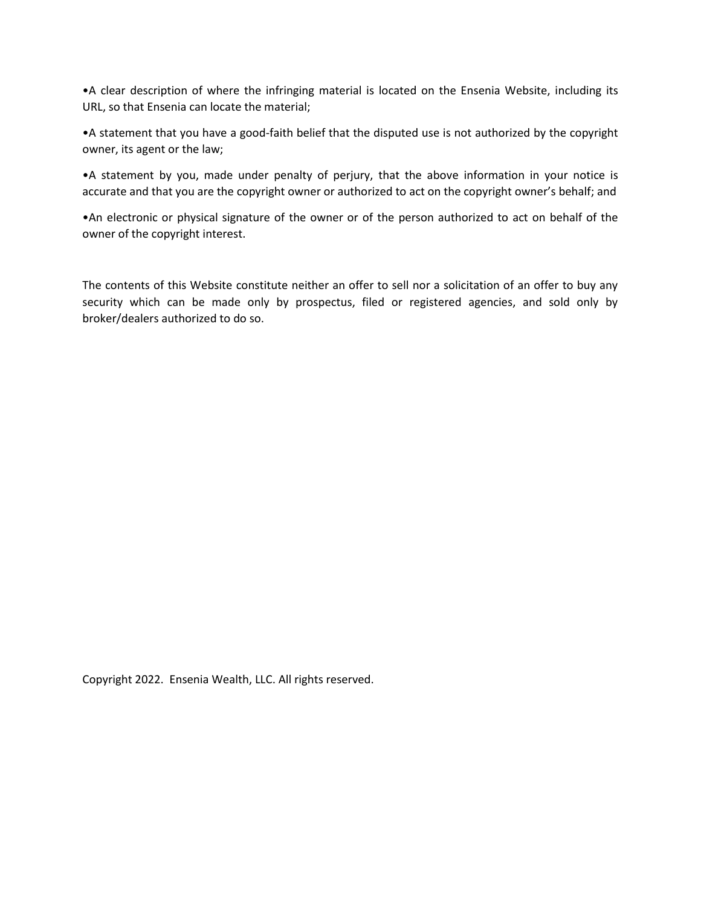•A clear description of where the infringing material is located on the Ensenia Website, including its URL, so that Ensenia can locate the material;

•A statement that you have a good-faith belief that the disputed use is not authorized by the copyright owner, its agent or the law;

•A statement by you, made under penalty of perjury, that the above information in your notice is accurate and that you are the copyright owner or authorized to act on the copyright owner's behalf; and

•An electronic or physical signature of the owner or of the person authorized to act on behalf of the owner of the copyright interest.

The contents of this Website constitute neither an offer to sell nor a solicitation of an offer to buy any security which can be made only by prospectus, filed or registered agencies, and sold only by broker/dealers authorized to do so.

Copyright 2022. Ensenia Wealth, LLC. All rights reserved.